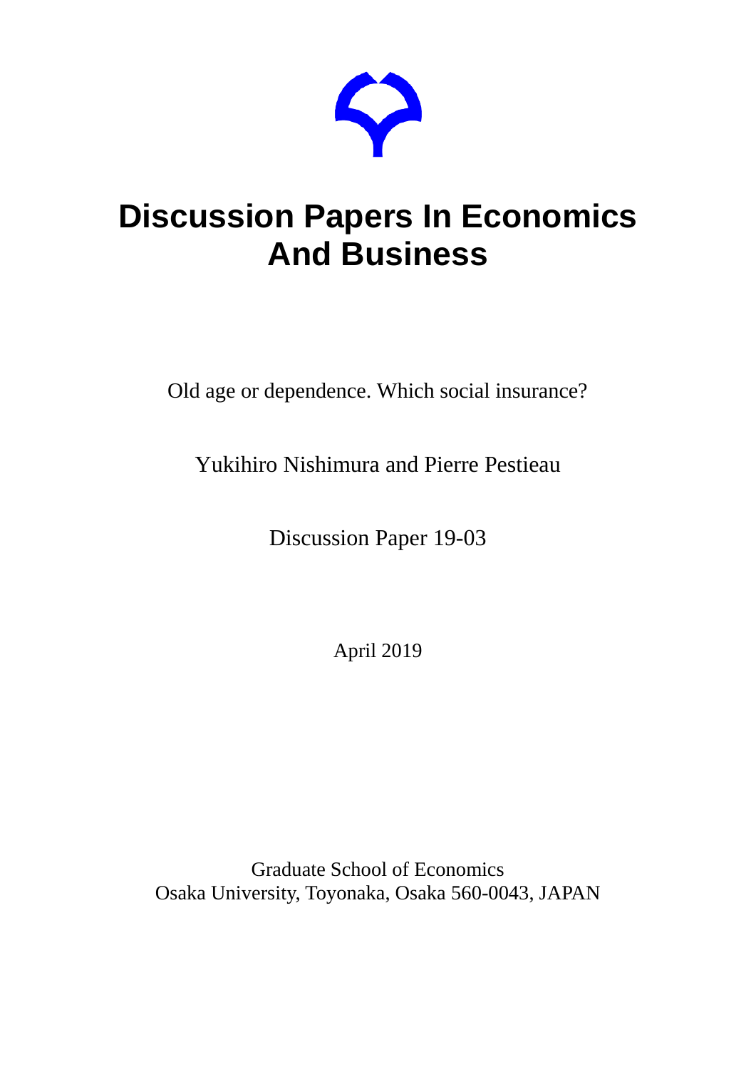# Discussion Papers In Economics And Business

Old age or dependence. Which social insurance?

Yukihiro Nishimura and Pierre Pestieau

Discussion Paper 19-03

April 2019

Graduate School of Economics
Osaka University, Toyonaka, Osaka 560-0043, JAPAN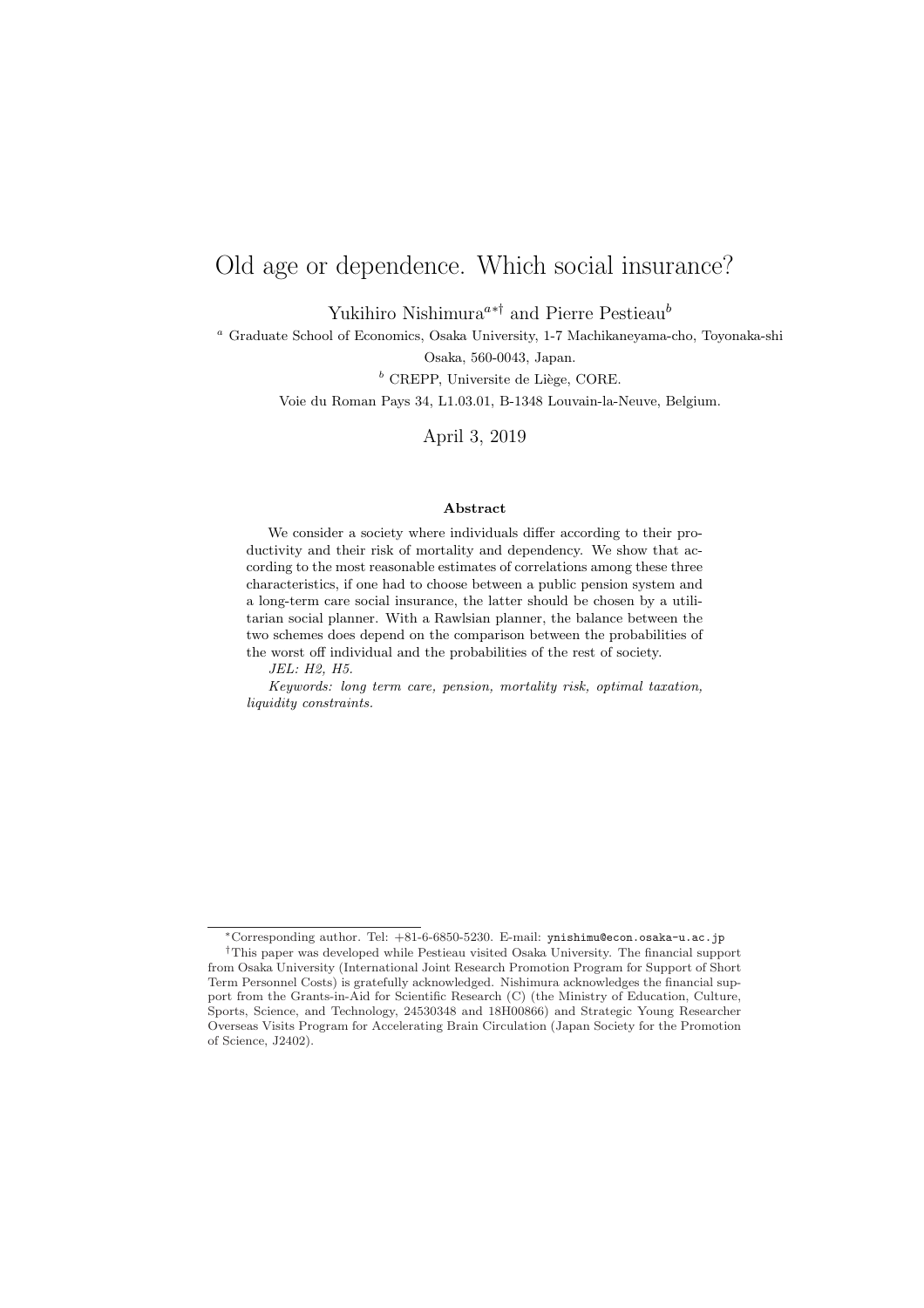# Old age or dependence. Which social insurance?

Yukihiro Nishimura[a*†] and Pierre Pestieau[b]

[a] Graduate School of Economics, Osaka University, 1-7 Machikaneyama-cho, Toyonaka-shi Osaka, 560-0043, Japan.

[b] CREPP, Universite de Liège, CORE.

Voie du Roman Pays 34, L1.03.01, B-1348 Louvain-la-Neuve, Belgium.

April 3, 2019

### Abstract

We consider a society where individuals differ according to their productivity and their risk of mortality and dependency. We show that according to the most reasonable estimates of correlations among these three characteristics, if one had to choose between a public pension system and a long-term care social insurance, the latter should be chosen by a utilitarian social planner. With a Rawlsian planner, the balance between the two schemes does depend on the comparison between the probabilities of the worst off individual and the probabilities of the rest of society.

*JEL: H2, H5.*

*Keywords: long term care, pension, mortality risk, optimal taxation, liquidity constraints.*

---

*Corresponding author. Tel: +81-6-6850-5230. E-mail: `ynishimu@econ.osaka-u.ac.jp`

†This paper was developed while Pestieau visited Osaka University. The financial support from Osaka University (International Joint Research Promotion Program for Support of Short Term Personnel Costs) is gratefully acknowledged. Nishimura acknowledges the financial support from the Grants-in-Aid for Scientific Research (C) (the Ministry of Education, Culture, Sports, Science, and Technology, 24530348 and 18H00866) and Strategic Young Researcher Overseas Visits Program for Accelerating Brain Circulation (Japan Society for the Promotion of Science, J2402).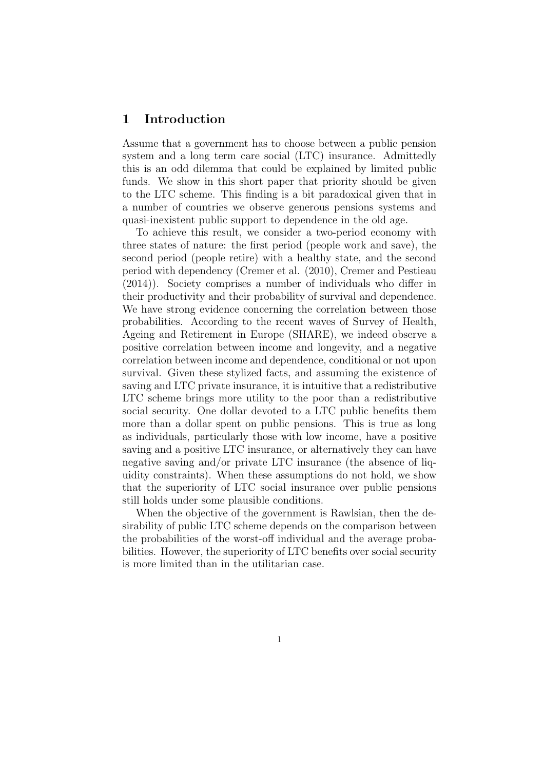# 1 Introduction

Assume that a government has to choose between a public pension system and a long term care social (LTC) insurance. Admittedly this is an odd dilemma that could be explained by limited public funds. We show in this short paper that priority should be given to the LTC scheme. This finding is a bit paradoxical given that in a number of countries we observe generous pensions systems and quasi-inexistent public support to dependence in the old age.

To achieve this result, we consider a two-period economy with three states of nature: the first period (people work and save), the second period (people retire) with a healthy state, and the second period with dependency (Cremer et al. (2010), Cremer and Pestieau (2014)). Society comprises a number of individuals who differ in their productivity and their probability of survival and dependence. We have strong evidence concerning the correlation between those probabilities. According to the recent waves of Survey of Health, Ageing and Retirement in Europe (SHARE), we indeed observe a positive correlation between income and longevity, and a negative correlation between income and dependence, conditional or not upon survival. Given these stylized facts, and assuming the existence of saving and LTC private insurance, it is intuitive that a redistributive LTC scheme brings more utility to the poor than a redistributive social security. One dollar devoted to a LTC public benefits them more than a dollar spent on public pensions. This is true as long as individuals, particularly those with low income, have a positive saving and a positive LTC insurance, or alternatively they can have negative saving and/or private LTC insurance (the absence of liquidity constraints). When these assumptions do not hold, we show that the superiority of LTC social insurance over public pensions still holds under some plausible conditions.

When the objective of the government is Rawlsian, then the desirability of public LTC scheme depends on the comparison between the probabilities of the worst-off individual and the average probabilities. However, the superiority of LTC benefits over social security is more limited than in the utilitarian case.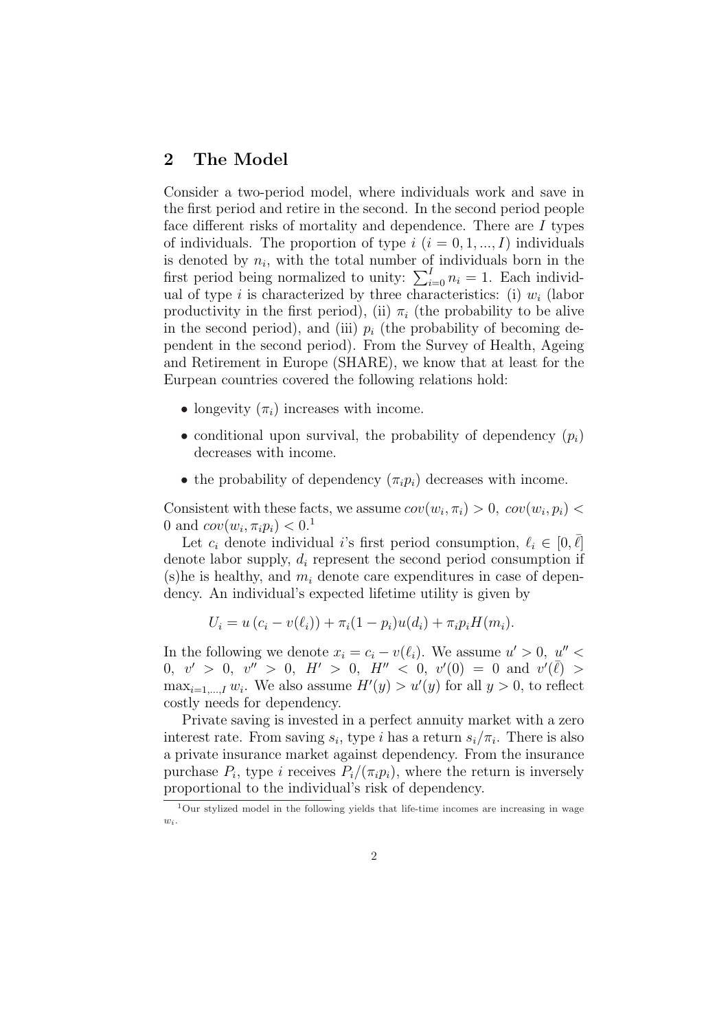## 2 The Model

Consider a two-period model, where individuals work and save in the first period and retire in the second. In the second period people face different risks of mortality and dependence. There are $I$ types of individuals. The proportion of type $i$ ($i = 0, 1, ..., I$) individuals is denoted by $n_i$, with the total number of individuals born in the first period being normalized to unity: $\sum_{i=0}^{I} n_i = 1$. Each individual of type $i$ is characterized by three characteristics: (i) $w_i$ (labor productivity in the first period), (ii) $\pi_i$ (the probability to be alive in the second period), and (iii) $p_i$ (the probability of becoming dependent in the second period). From the Survey of Health, Ageing and Retirement in Europe (SHARE), we know that at least for the Eurpean countries covered the following relations hold:

- longevity ($\pi_i$) increases with income.
- conditional upon survival, the probability of dependency ($p_i$) decreases with income.
- the probability of dependency ($\pi_i p_i$) decreases with income.

Consistent with these facts, we assume $cov(w_i, \pi_i) > 0$, $cov(w_i, p_i) < 0$ and $cov(w_i, \pi_i p_i) < 0$.[1]

Let $c_i$ denote individual $i$'s first period consumption, $\ell_i \in [0, \bar{\ell}]$ denote labor supply, $d_i$ represent the second period consumption if (s)he is healthy, and $m_i$ denote care expenditures in case of dependency. An individual's expected lifetime utility is given by

$$U_i = u\left(c_i - v(\ell_i)\right) + \pi_i(1 - p_i)u(d_i) + \pi_i p_i H(m_i).$$

In the following we denote $x_i = c_i - v(\ell_i)$. We assume $u' > 0$, $u'' < 0$, $v' > 0$, $v'' > 0$, $H' > 0$, $H'' < 0$, $v'(0) = 0$ and $v'(\bar{\ell}) > \max_{i=1,...,I} w_i$. We also assume $H'(y) > u'(y)$ for all $y > 0$, to reflect costly needs for dependency.

Private saving is invested in a perfect annuity market with a zero interest rate. From saving $s_i$, type $i$ has a return $s_i/\pi_i$. There is also a private insurance market against dependency. From the insurance purchase $P_i$, type $i$ receives $P_i/(\pi_i p_i)$, where the return is inversely proportional to the individual's risk of dependency.

[1] Our stylized model in the following yields that life-time incomes are increasing in wage $w_i$.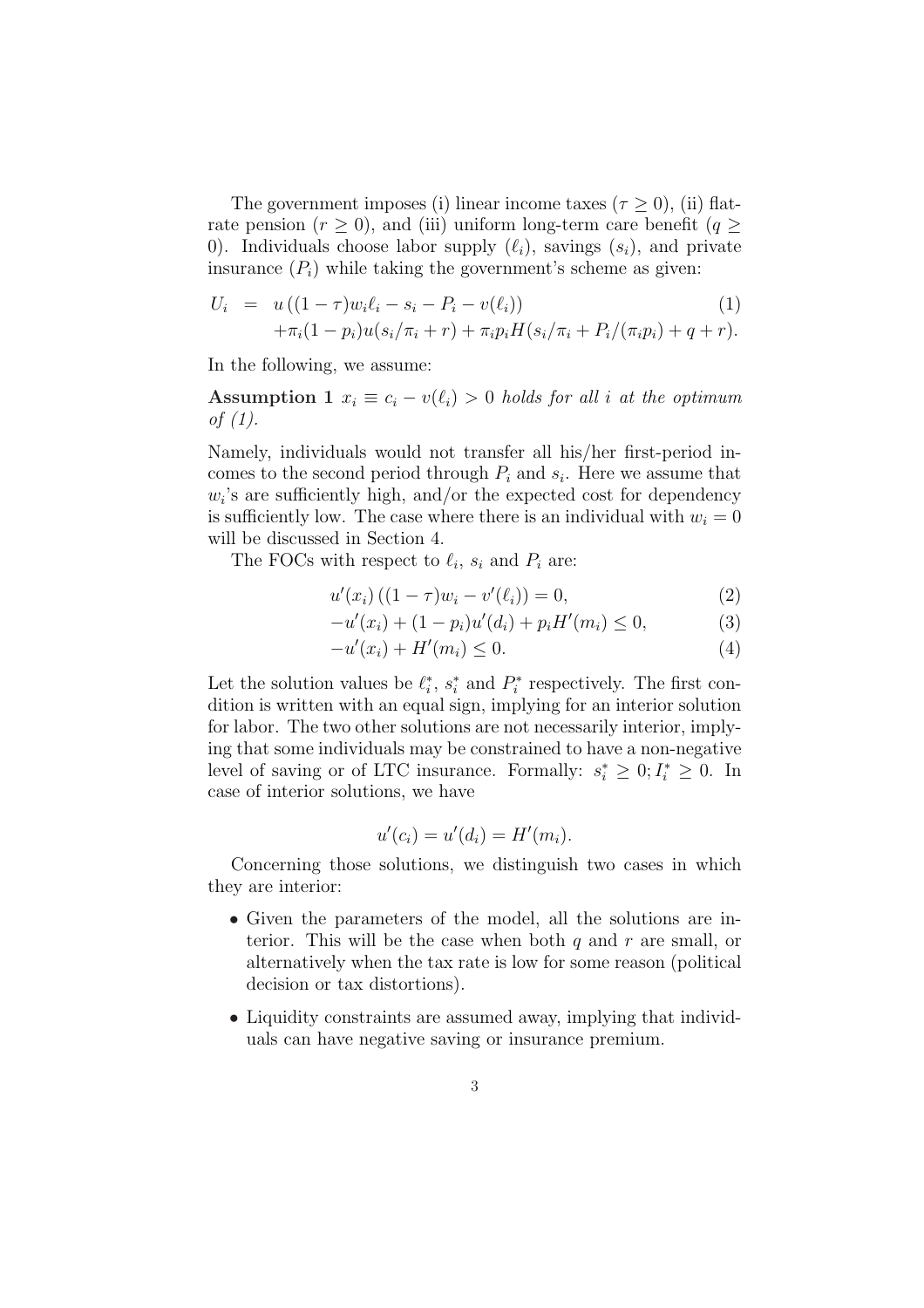The government imposes (i) linear income taxes ($\tau \geq 0$), (ii) flat-rate pension ($r \geq 0$), and (iii) uniform long-term care benefit ($q \geq 0$). Individuals choose labor supply ($\ell_i$), savings ($s_i$), and private insurance ($P_i$) while taking the government's scheme as given:

$$
\begin{aligned}
U_i &= u\left((1-\tau)w_i\ell_i - s_i - P_i - v(\ell_i)\right) \\
&\quad + \pi_i(1-p_i)u(s_i/\pi_i + r) + \pi_i p_i H(s_i/\pi_i + P_i/(\pi_i p_i) + q + r).
\end{aligned} \tag{1}
$$

In the following, we assume:

**Assumption 1** *$x_i \equiv c_i - v(\ell_i) > 0$ holds for all $i$ at the optimum of (1).*

Namely, individuals would not transfer all his/her first-period incomes to the second period through $P_i$ and $s_i$. Here we assume that $w_i$'s are sufficiently high, and/or the expected cost for dependency is sufficiently low. The case where there is an individual with $w_i = 0$ will be discussed in Section 4.

The FOCs with respect to $\ell_i$, $s_i$ and $P_i$ are:

$$u'(x_i)\left((1-\tau)w_i - v'(\ell_i)\right) = 0, \tag{2}$$

$$-u'(x_i) + (1-p_i)u'(d_i) + p_i H'(m_i) \leq 0, \tag{3}$$

$$-u'(x_i) + H'(m_i) \leq 0. \tag{4}$$

Let the solution values be $\ell_i^*$, $s_i^*$ and $P_i^*$ respectively. The first condition is written with an equal sign, implying for an interior solution for labor. The two other solutions are not necessarily interior, implying that some individuals may be constrained to have a non-negative level of saving or of LTC insurance. Formally: $s_i^* \geq 0; I_i^* \geq 0$. In case of interior solutions, we have

$$u'(c_i) = u'(d_i) = H'(m_i).$$

Concerning those solutions, we distinguish two cases in which they are interior:

- Given the parameters of the model, all the solutions are interior. This will be the case when both $q$ and $r$ are small, or alternatively when the tax rate is low for some reason (political decision or tax distortions).
- Liquidity constraints are assumed away, implying that individuals can have negative saving or insurance premium.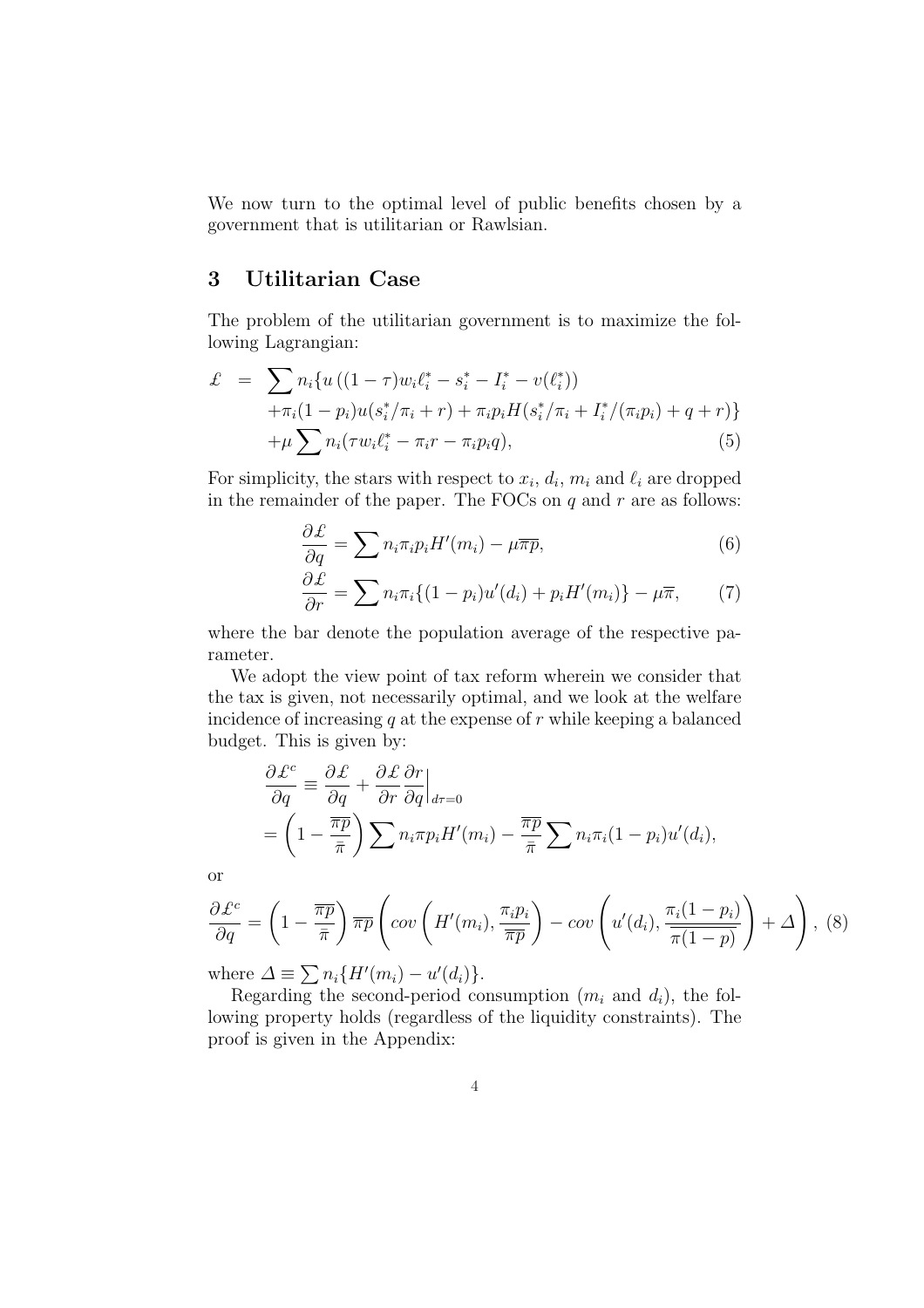We now turn to the optimal level of public benefits chosen by a government that is utilitarian or Rawlsian.

## 3 Utilitarian Case

The problem of the utilitarian government is to maximize the following Lagrangian:

$$\begin{aligned}
\pounds &= \sum n_i \{ u\left((1-\tau) w_i \ell_i^* - s_i^* - I_i^* - v(\ell_i^*)\right) \\
&\quad + \pi_i (1-p_i) u(s_i^*/\pi_i + r) + \pi_i p_i H(s_i^*/\pi_i + I_i^*/(\pi_i p_i) + q + r) \} \\
&\quad + \mu \sum n_i (\tau w_i \ell_i^* - \pi_i r - \pi_i p_i q),
\end{aligned} \tag{5}$$

For simplicity, the stars with respect to $x_i$, $d_i$, $m_i$ and $\ell_i$ are dropped in the remainder of the paper. The FOCs on $q$ and $r$ are as follows:

$$\frac{\partial \pounds}{\partial q} = \sum n_i \pi_i p_i H'(m_i) - \mu \overline{\pi p}, \tag{6}$$

$$\frac{\partial \pounds}{\partial r} = \sum n_i \pi_i \{(1-p_i) u'(d_i) + p_i H'(m_i)\} - \mu \overline{\pi}, \tag{7}$$

where the bar denote the population average of the respective parameter.

We adopt the view point of tax reform wherein we consider that the tax is given, not necessarily optimal, and we look at the welfare incidence of increasing $q$ at the expense of $r$ while keeping a balanced budget. This is given by:

$$\begin{aligned}
\frac{\partial \pounds^c}{\partial q} &\equiv \frac{\partial \pounds}{\partial q} + \frac{\partial \pounds}{\partial r} \frac{\partial r}{\partial q}\Big|_{d\tau=0} \\
&= \left(1 - \frac{\overline{\pi p}}{\bar{\pi}}\right) \sum n_i \pi p_i H'(m_i) - \frac{\overline{\pi p}}{\bar{\pi}} \sum n_i \pi_i (1-p_i) u'(d_i),
\end{aligned}$$

or

$$\frac{\partial \pounds^c}{\partial q} = \left(1 - \frac{\overline{\pi p}}{\bar{\pi}}\right) \overline{\pi p} \left( cov\left(H'(m_i), \frac{\pi_i p_i}{\overline{\pi p}}\right) - cov\left(u'(d_i), \frac{\pi_i (1-p_i)}{\overline{\pi (1-p)}}\right) + \varDelta \right), \tag{8}$$

where $\varDelta \equiv \sum n_i \{H'(m_i) - u'(d_i)\}$.

Regarding the second-period consumption ($m_i$ and $d_i$), the following property holds (regardless of the liquidity constraints). The proof is given in the Appendix: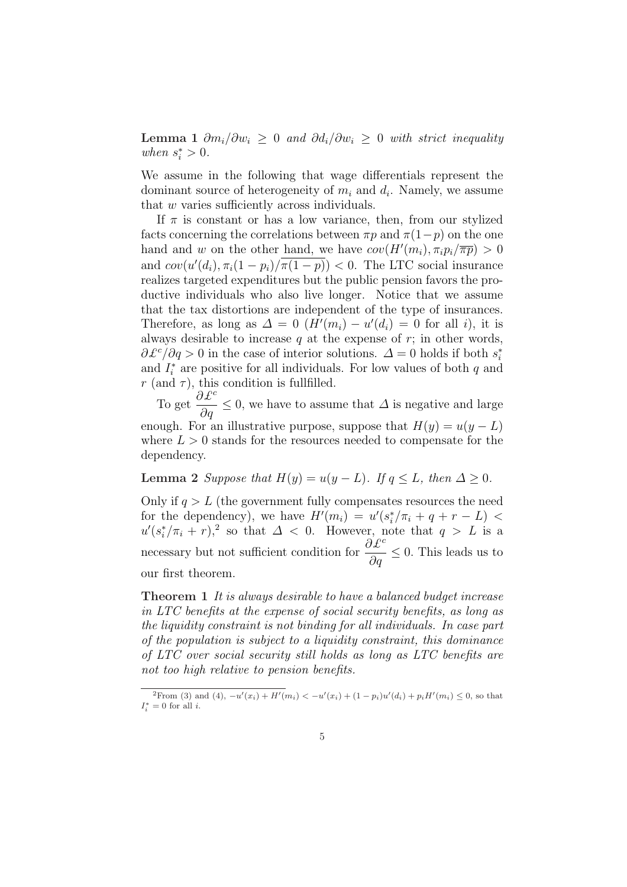**Lemma 1** *$\partial m_i/\partial w_i \geq 0$ and $\partial d_i/\partial w_i \geq 0$ with strict inequality when $s_i^* > 0$.*

We assume in the following that wage differentials represent the dominant source of heterogeneity of $m_i$ and $d_i$. Namely, we assume that $w$ varies sufficiently across individuals.

If $\pi$ is constant or has a low variance, then, from our stylized facts concerning the correlations between $\pi p$ and $\pi(1-p)$ on the one hand and $w$ on the other hand, we have $cov(H'(m_i), \pi_i p_i/\overline{\pi p}) > 0$ and $cov(u'(d_i), \pi_i(1-p_i)/\overline{\pi(1-p)}) < 0$. The LTC social insurance realizes targeted expenditures but the public pension favors the productive individuals who also live longer. Notice that we assume that the tax distortions are independent of the type of insurances. Therefore, as long as $\varDelta = 0$ ($H'(m_i) - u'(d_i) = 0$ for all $i$), it is always desirable to increase $q$ at the expense of $r$; in other words, $\partial \pounds^c/\partial q > 0$ in the case of interior solutions. $\varDelta = 0$ holds if both $s_i^*$ and $I_i^*$ are positive for all individuals. For low values of both $q$ and $r$ (and $\tau$), this condition is fullfilled.

To get $\dfrac{\partial \pounds^c}{\partial q} \leq 0$, we have to assume that $\varDelta$ is negative and large enough. For an illustrative purpose, suppose that $H(y) = u(y - L)$ where $L > 0$ stands for the resources needed to compensate for the dependency.

**Lemma 2** *Suppose that $H(y) = u(y - L)$. If $q \leq L$, then $\varDelta \geq 0$.*

Only if $q > L$ (the government fully compensates resources the need for the dependency), we have $H'(m_i) = u'(s_i^*/\pi_i + q + r - L) < u'(s_i^*/\pi_i + r)$,[2] so that $\varDelta < 0$. However, note that $q > L$ is a necessary but not sufficient condition for $\dfrac{\partial \pounds^c}{\partial q} \leq 0$. This leads us to our first theorem.

**Theorem 1** *It is always desirable to have a balanced budget increase in LTC benefits at the expense of social security benefits, as long as the liquidity constraint is not binding for all individuals. In case part of the population is subject to a liquidity constraint, this dominance of LTC over social security still holds as long as LTC benefits are not too high relative to pension benefits.*

---

[2] From (3) and (4), $-u'(x_i) + H'(m_i) < -u'(x_i) + (1 - p_i)u'(d_i) + p_i H'(m_i) \leq 0$, so that $I_i^* = 0$ for all $i$.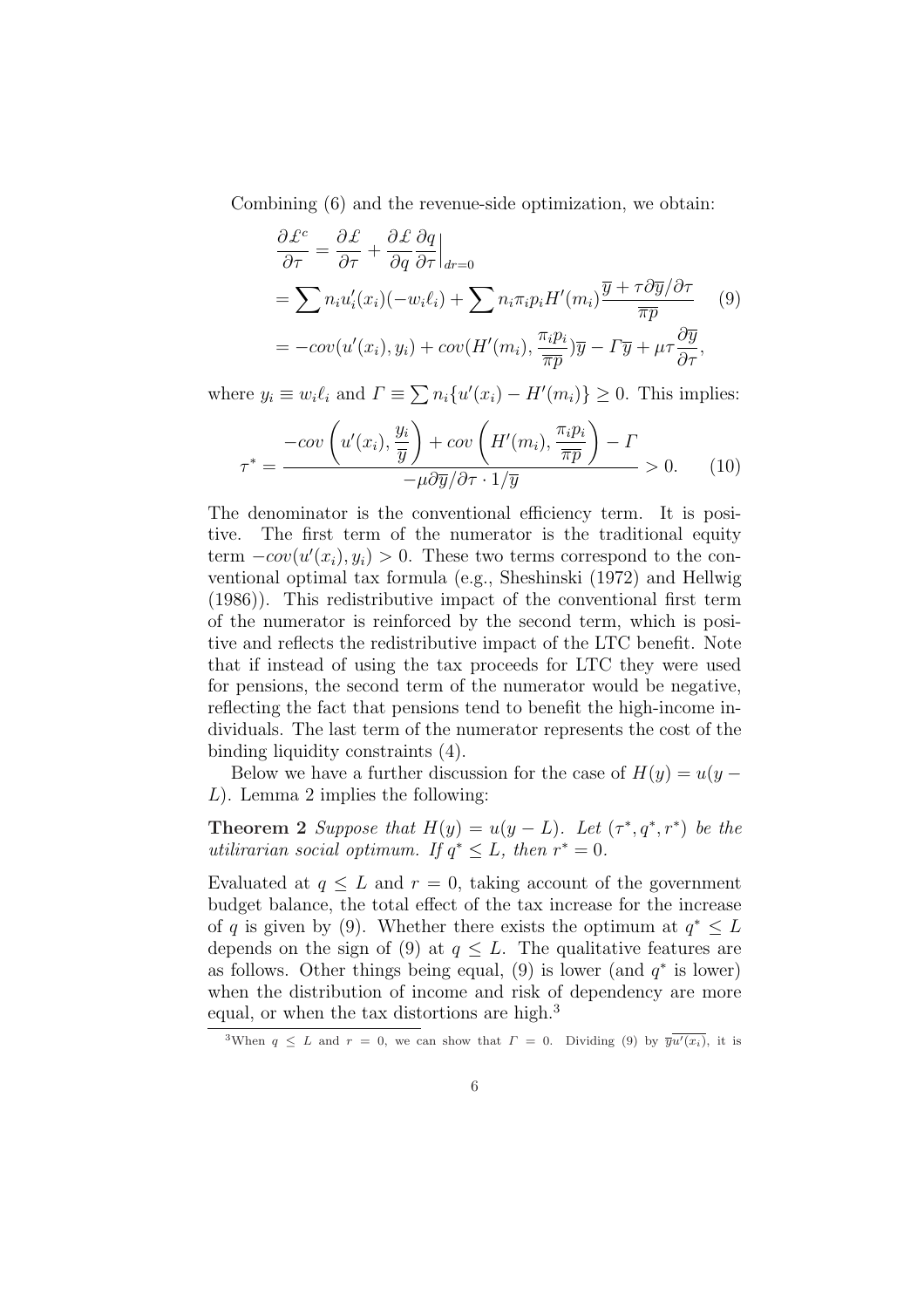Combining (6) and the revenue-side optimization, we obtain:

$$
\begin{aligned}
\frac{\partial \pounds^c}{\partial \tau} &= \frac{\partial \pounds}{\partial \tau} + \frac{\partial \pounds}{\partial q}\frac{\partial q}{\partial \tau}\Big|_{dr=0} \\
&= \sum n_i u_i'(x_i)(-w_i \ell_i) + \sum n_i \pi_i p_i H'(m_i) \frac{\overline{y} + \tau \partial \overline{y}/\partial \tau}{\overline{\pi p}} \qquad (9) \\
&= -cov(u'(x_i), y_i) + cov(H'(m_i), \frac{\pi_i p_i}{\overline{\pi p}})\overline{y} - \Gamma \overline{y} + \mu \tau \frac{\partial \overline{y}}{\partial \tau},
\end{aligned}
$$

where $y_i \equiv w_i \ell_i$ and $\Gamma \equiv \sum n_i \{u'(x_i) - H'(m_i)\} \geq 0$. This implies:

$$
\tau^* = \frac{-cov\left(u'(x_i), \dfrac{y_i}{\overline{y}}\right) + cov\left(H'(m_i), \dfrac{\pi_i p_i}{\overline{\pi p}}\right) - \Gamma}{-\mu \partial \overline{y}/\partial \tau \cdot 1/\overline{y}} > 0. \qquad (10)
$$

The denominator is the conventional efficiency term. It is positive. The first term of the numerator is the traditional equity term $-cov(u'(x_i), y_i) > 0$. These two terms correspond to the conventional optimal tax formula (e.g., Sheshinski (1972) and Hellwig (1986)). This redistributive impact of the conventional first term of the numerator is reinforced by the second term, which is positive and reflects the redistributive impact of the LTC benefit. Note that if instead of using the tax proceeds for LTC they were used for pensions, the second term of the numerator would be negative, reflecting the fact that pensions tend to benefit the high-income individuals. The last term of the numerator represents the cost of the binding liquidity constraints (4).

Below we have a further discussion for the case of $H(y) = u(y - L)$. Lemma 2 implies the following:

**Theorem 2** *Suppose that $H(y) = u(y - L)$. Let $(\tau^*, q^*, r^*)$ be the utilirarian social optimum. If $q^* \leq L$, then $r^* = 0$.*

Evaluated at $q \leq L$ and $r = 0$, taking account of the government budget balance, the total effect of the tax increase for the increase of $q$ is given by (9). Whether there exists the optimum at $q^* \leq L$ depends on the sign of (9) at $q \leq L$. The qualitative features are as follows. Other things being equal, (9) is lower (and $q^*$ is lower) when the distribution of income and risk of dependency are more equal, or when the tax distortions are high.[3]

[3] When $q \leq L$ and $r = 0$, we can show that $\Gamma = 0$. Dividing (9) by $\overline{y}\overline{u'(x_i)}$, it is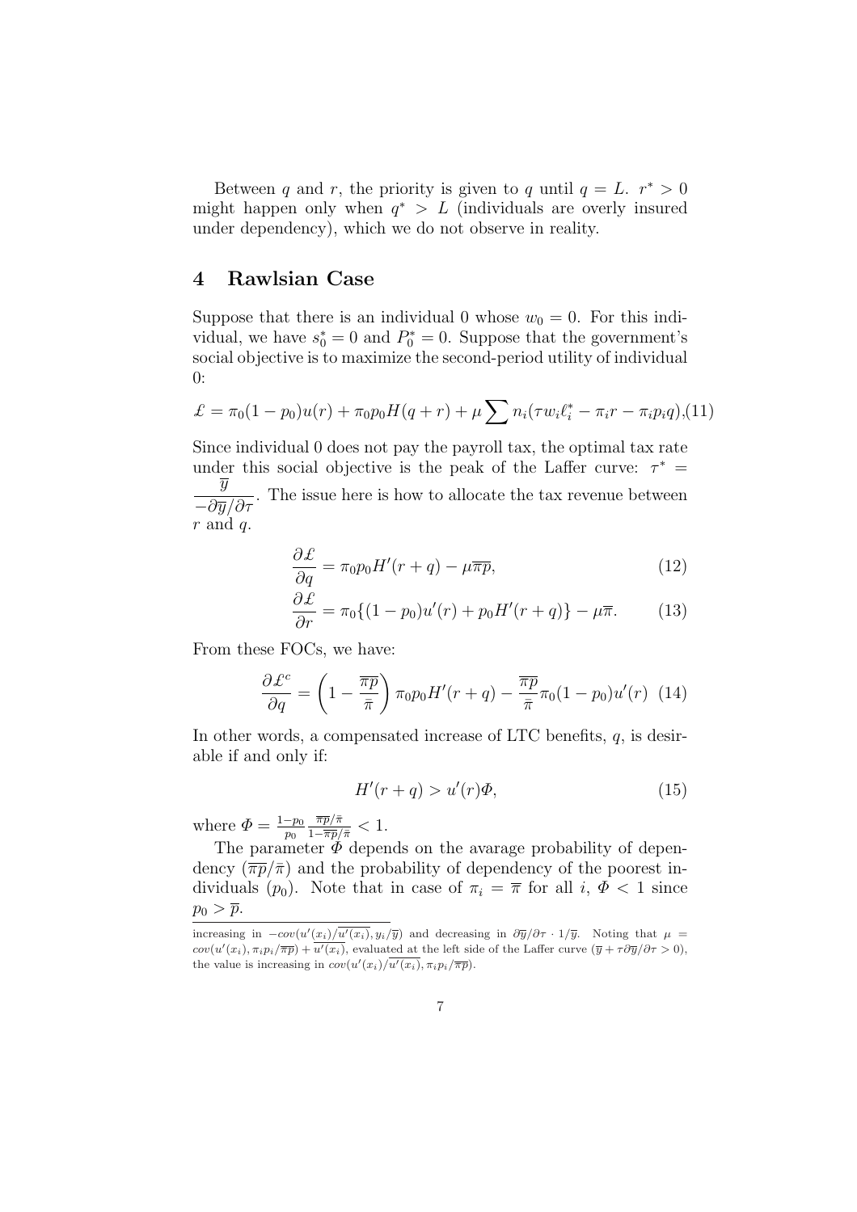Between $q$ and $r$, the priority is given to $q$ until $q = L$. $r^* > 0$ might happen only when $q^* > L$ (individuals are overly insured under dependency), which we do not observe in reality.

## 4 Rawlsian Case

Suppose that there is an individual 0 whose $w_0 = 0$. For this individual, we have $s_0^* = 0$ and $P_0^* = 0$. Suppose that the government's social objective is to maximize the second-period utility of individual 0:

$$\pounds = \pi_0(1 - p_0)u(r) + \pi_0 p_0 H(q + r) + \mu \sum n_i(\tau w_i \ell_i^* - \pi_i r - \pi_i p_i q), \tag{11}$$

Since individual 0 does not pay the payroll tax, the optimal tax rate under this social objective is the peak of the Laffer curve: $\tau^* = \dfrac{\overline{y}}{-\partial \overline{y}/\partial \tau}$. The issue here is how to allocate the tax revenue between $r$ and $q$.

$$\frac{\partial \pounds}{\partial q} = \pi_0 p_0 H'(r + q) - \mu \overline{\pi p}, \tag{12}$$

$$\frac{\partial \pounds}{\partial r} = \pi_0 \{(1 - p_0)u'(r) + p_0 H'(r + q)\} - \mu \overline{\pi}. \tag{13}$$

From these FOCs, we have:

$$\frac{\partial \pounds^c}{\partial q} = \left(1 - \frac{\overline{\pi p}}{\overline{\pi}}\right) \pi_0 p_0 H'(r + q) - \frac{\overline{\pi p}}{\overline{\pi}} \pi_0 (1 - p_0) u'(r) \tag{14}$$

In other words, a compensated increase of LTC benefits, $q$, is desirable if and only if:

$$H'(r + q) > u'(r)\Phi, \tag{15}$$

where $\Phi = \frac{1-p_0}{p_0} \frac{\overline{\pi p}/\overline{\pi}}{1 - \overline{\pi p}/\overline{\pi}} < 1$.

The parameter $\Phi$ depends on the avarage probability of dependency ($\overline{\pi p}/\overline{\pi}$) and the probability of dependency of the poorest individuals ($p_0$). Note that in case of $\pi_i = \overline{\pi}$ for all $i$, $\Phi < 1$ since $p_0 > \overline{p}$.

increasing in $-cov(u'(x_i)/\overline{u'(x_i)}, y_i/\overline{y})$ and decreasing in $\partial \overline{y}/\partial \tau \cdot 1/\overline{y}$. Noting that $\mu = cov(u'(x_i), \pi_i p_i/\overline{\pi p}) + \overline{u'(x_i)}$, evaluated at the left side of the Laffer curve ($\overline{y} + \tau \partial \overline{y}/\partial \tau > 0$), the value is increasing in $cov(u'(x_i)/\overline{u'(x_i)}, \pi_i p_i/\overline{\pi p})$.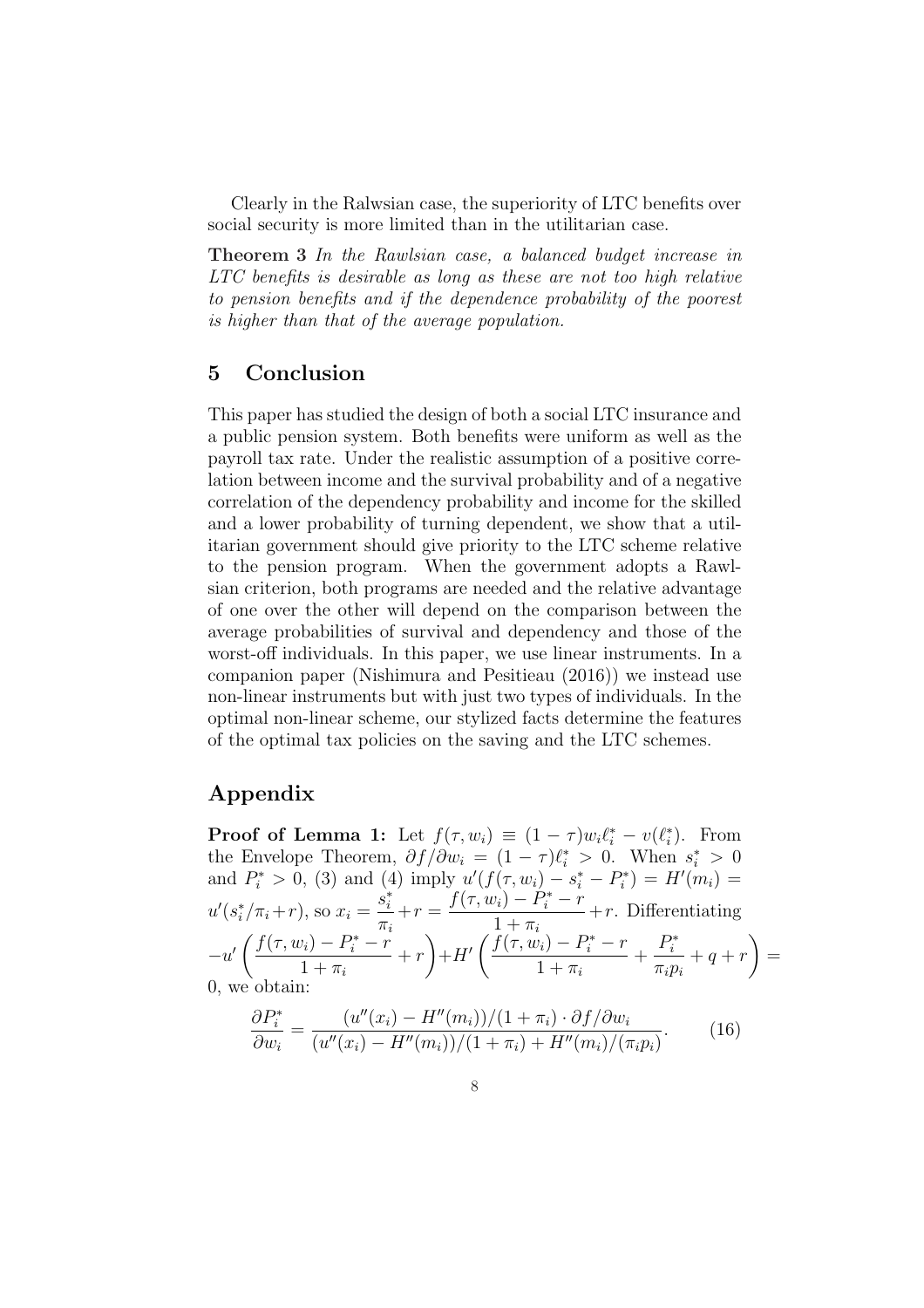Clearly in the Ralwsian case, the superiority of LTC benefits over social security is more limited than in the utilitarian case.

**Theorem 3** *In the Rawlsian case, a balanced budget increase in LTC benefits is desirable as long as these are not too high relative to pension benefits and if the dependence probability of the poorest is higher than that of the average population.*

## 5 Conclusion

This paper has studied the design of both a social LTC insurance and a public pension system. Both benefits were uniform as well as the payroll tax rate. Under the realistic assumption of a positive correlation between income and the survival probability and of a negative correlation of the dependency probability and income for the skilled and a lower probability of turning dependent, we show that a utilitarian government should give priority to the LTC scheme relative to the pension program. When the government adopts a Rawlsian criterion, both programs are needed and the relative advantage of one over the other will depend on the comparison between the average probabilities of survival and dependency and those of the worst-off individuals. In this paper, we use linear instruments. In a companion paper (Nishimura and Pesitieau (2016)) we instead use non-linear instruments but with just two types of individuals. In the optimal non-linear scheme, our stylized facts determine the features of the optimal tax policies on the saving and the LTC schemes.

## Appendix

**Proof of Lemma 1:** Let $f(\tau, w_i) \equiv (1-\tau)w_i\ell_i^* - v(\ell_i^*)$. From the Envelope Theorem, $\partial f/\partial w_i = (1-\tau)\ell_i^* > 0$. When $s_i^* > 0$ and $P_i^* > 0$, (3) and (4) imply $u'(f(\tau, w_i) - s_i^* - P_i^*) = H'(m_i) = u'(s_i^*/\pi_i + r)$, so $x_i = \dfrac{s_i^*}{\pi_i} + r = \dfrac{f(\tau, w_i) - P_i^* - r}{1+\pi_i} + r$. Differentiating $-u'\left(\dfrac{f(\tau, w_i) - P_i^* - r}{1+\pi_i} + r\right) + H'\left(\dfrac{f(\tau, w_i) - P_i^* - r}{1+\pi_i} + \dfrac{P_i^*}{\pi_i p_i} + q + r\right) = 0$, we obtain:

$$\frac{\partial P_i^*}{\partial w_i} = \frac{(u''(x_i) - H''(m_i))/(1+\pi_i) \cdot \partial f/\partial w_i}{(u''(x_i) - H''(m_i))/(1+\pi_i) + H''(m_i)/(\pi_i p_i)}. \tag{16}$$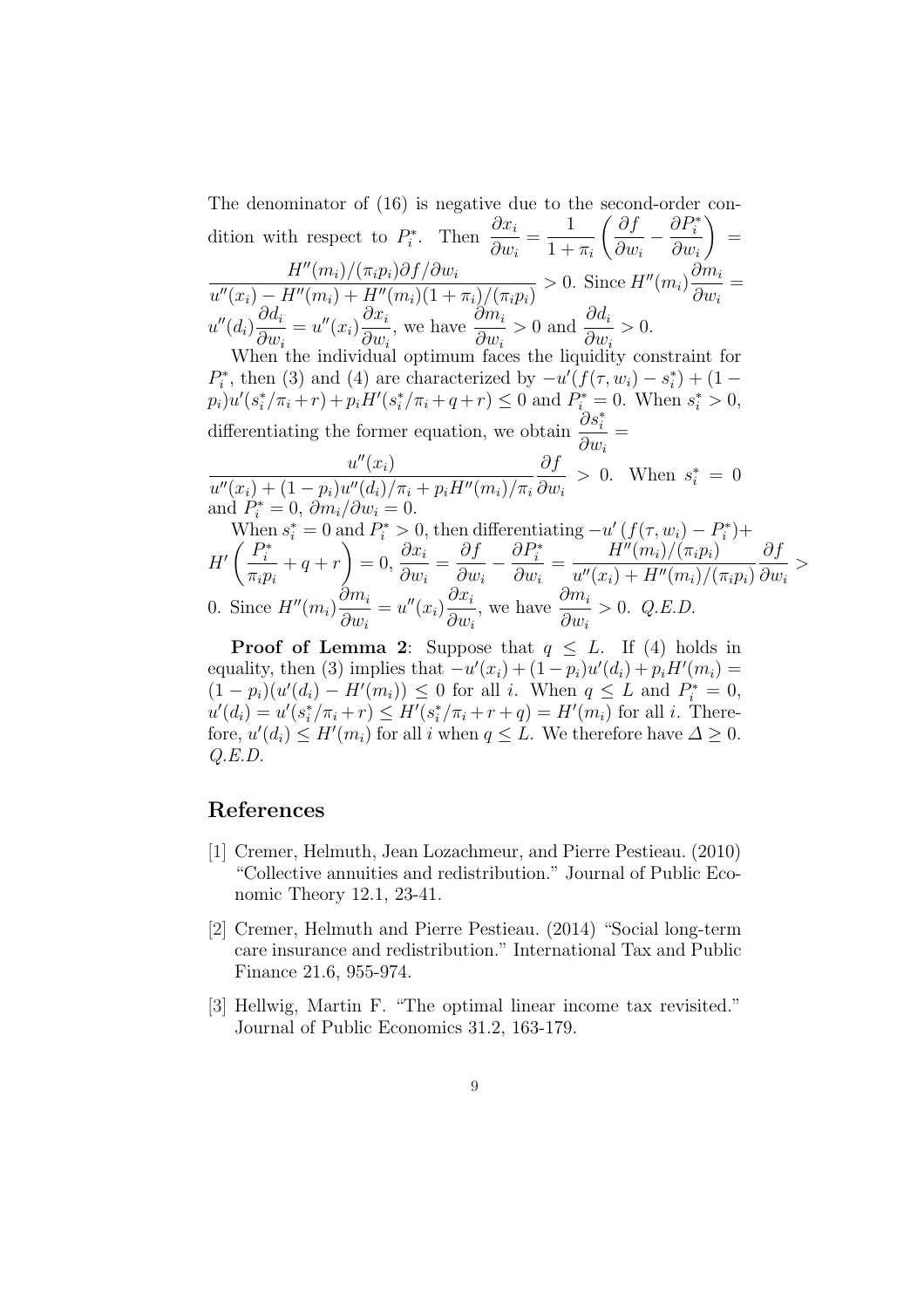The denominator of (16) is negative due to the second-order condition with respect to $P_i^*$. Then $\dfrac{\partial x_i}{\partial w_i} = \dfrac{1}{1+\pi_i}\left(\dfrac{\partial f}{\partial w_i} - \dfrac{\partial P_i^*}{\partial w_i}\right) = \dfrac{H''(m_i)/(\pi_i p_i)\partial f/\partial w_i}{u''(x_i) - H''(m_i) + H''(m_i)(1+\pi_i)/(\pi_i p_i)} > 0$. Since $H''(m_i)\dfrac{\partial m_i}{\partial w_i} = u''(d_i)\dfrac{\partial d_i}{\partial w_i} = u''(x_i)\dfrac{\partial x_i}{\partial w_i}$, we have $\dfrac{\partial m_i}{\partial w_i} > 0$ and $\dfrac{\partial d_i}{\partial w_i} > 0$.

When the individual optimum faces the liquidity constraint for $P_i^*$, then (3) and (4) are characterized by $-u'(f(\tau, w_i) - s_i^*) + (1-p_i)u'(s_i^*/\pi_i + r) + p_i H'(s_i^*/\pi_i + q + r) \leq 0$ and $P_i^* = 0$. When $s_i^* > 0$, differentiating the former equation, we obtain $\dfrac{\partial s_i^*}{\partial w_i} = \dfrac{u''(x_i)}{u''(x_i) + (1-p_i)u''(d_i)/\pi_i + p_i H''(m_i)/\pi_i}\dfrac{\partial f}{\partial w_i} > 0$. When $s_i^* = 0$ and $P_i^* = 0$, $\partial m_i/\partial w_i = 0$.

When $s_i^* = 0$ and $P_i^* > 0$, then differentiating $-u'\left(f(\tau, w_i) - P_i^*\right) + H'\left(\dfrac{P_i^*}{\pi_i p_i} + q + r\right) = 0$, $\dfrac{\partial x_i}{\partial w_i} = \dfrac{\partial f}{\partial w_i} - \dfrac{\partial P_i^*}{\partial w_i} = \dfrac{H''(m_i)/(\pi_i p_i)}{u''(x_i) + H''(m_i)/(\pi_i p_i)}\dfrac{\partial f}{\partial w_i} > 0$. Since $H''(m_i)\dfrac{\partial m_i}{\partial w_i} = u''(x_i)\dfrac{\partial x_i}{\partial w_i}$, we have $\dfrac{\partial m_i}{\partial w_i} > 0$. *Q.E.D.*

**Proof of Lemma 2**: Suppose that $q \leq L$. If (4) holds in equality, then (3) implies that $-u'(x_i) + (1-p_i)u'(d_i) + p_i H'(m_i) = (1-p_i)(u'(d_i) - H'(m_i)) \leq 0$ for all $i$. When $q \leq L$ and $P_i^* = 0$, $u'(d_i) = u'(s_i^*/\pi_i + r) \leq H'(s_i^*/\pi_i + r + q) = H'(m_i)$ for all $i$. Therefore, $u'(d_i) \leq H'(m_i)$ for all $i$ when $q \leq L$. We therefore have $\varDelta \geq 0$. *Q.E.D.*

## References

[1] Cremer, Helmuth, Jean Lozachmeur, and Pierre Pestieau. (2010) "Collective annuities and redistribution." Journal of Public Economic Theory 12.1, 23-41.

[2] Cremer, Helmuth and Pierre Pestieau. (2014) "Social long-term care insurance and redistribution." International Tax and Public Finance 21.6, 955-974.

[3] Hellwig, Martin F. "The optimal linear income tax revisited." Journal of Public Economics 31.2, 163-179.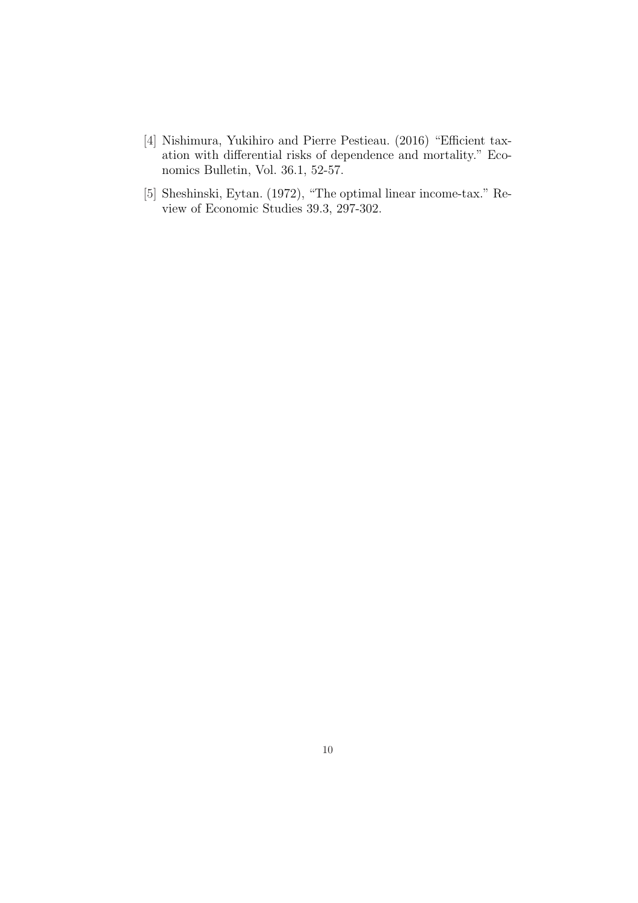[4] Nishimura, Yukihiro and Pierre Pestieau. (2016) "Efficient taxation with differential risks of dependence and mortality." Economics Bulletin, Vol. 36.1, 52-57.

[5] Sheshinski, Eytan. (1972), "The optimal linear income-tax." Review of Economic Studies 39.3, 297-302.